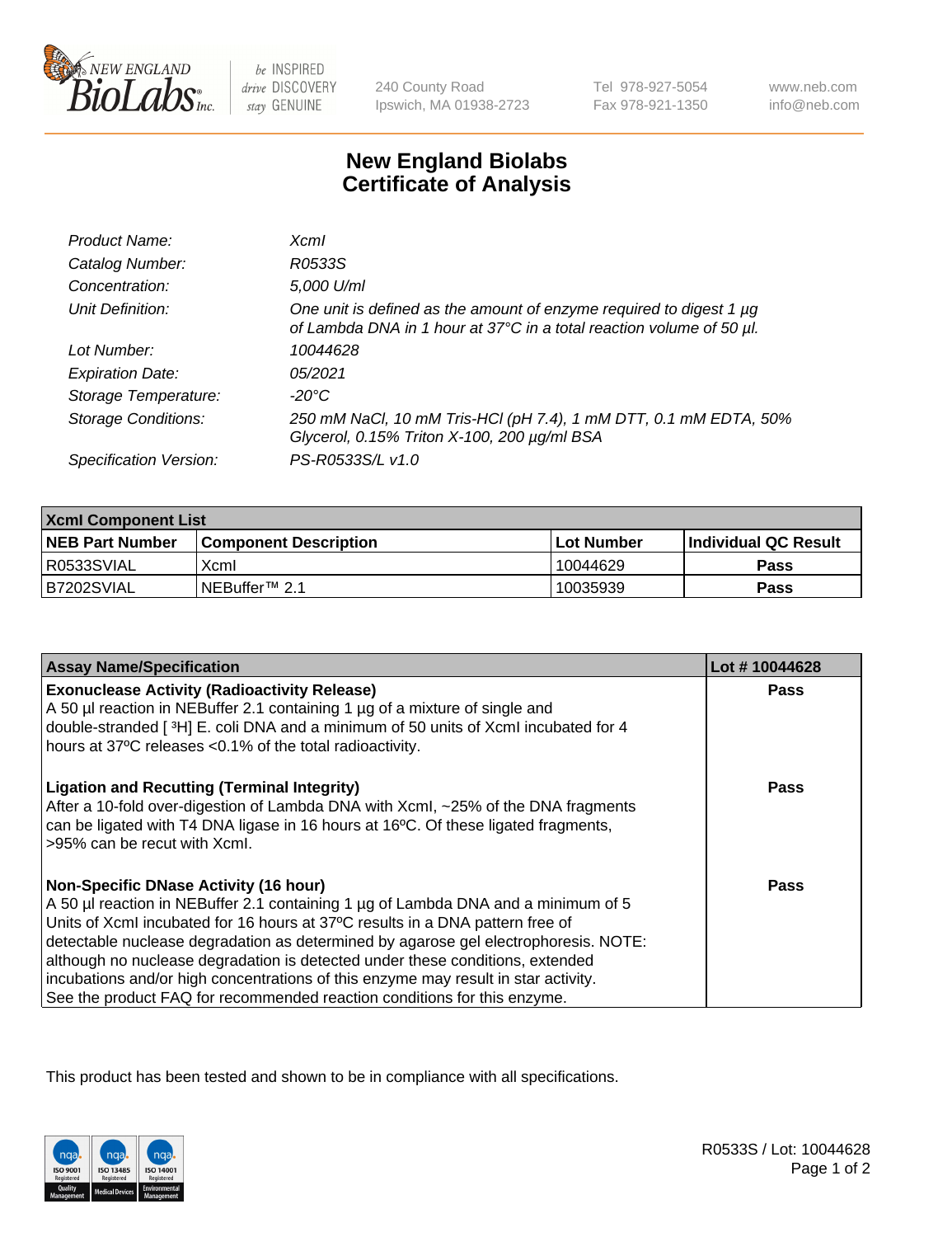New England BioLabs Inc. — be INSPIRED drive DISCOVERY stay GENUINE

240 County Road
Ipswich, MA 01938-2723

Tel 978-927-5054
Fax 978-921-1350

www.neb.com
info@neb.com

# New England Biolabs
# Certificate of Analysis

| | |
|---|---|
| *Product Name:* | *XcmI* |
| *Catalog Number:* | *R0533S* |
| *Concentration:* | *5,000 U/ml* |
| *Unit Definition:* | *One unit is defined as the amount of enzyme required to digest 1 µg of Lambda DNA in 1 hour at 37°C in a total reaction volume of 50 µl.* |
| *Lot Number:* | *10044628* |
| *Expiration Date:* | *05/2021* |
| *Storage Temperature:* | *-20°C* |
| *Storage Conditions:* | *250 mM NaCl, 10 mM Tris-HCl (pH 7.4), 1 mM DTT, 0.1 mM EDTA, 50% Glycerol, 0.15% Triton X-100, 200 µg/ml BSA* |
| *Specification Version:* | *PS-R0533S/L v1.0* |

| XcmI Component List | | | |
|---|---|---|---|
| **NEB Part Number** | **Component Description** | **Lot Number** | **Individual QC Result** |
| R0533SVIAL | XcmI | 10044629 | **Pass** |
| B7202SVIAL | NEBuffer™ 2.1 | 10035939 | **Pass** |

| Assay Name/Specification | Lot # 10044628 |
|---|---|
| **Exonuclease Activity (Radioactivity Release)**<br>A 50 µl reaction in NEBuffer 2.1 containing 1 µg of a mixture of single and double-stranded [ $^3$H] E. coli DNA and a minimum of 50 units of XcmI incubated for 4 hours at 37ºC releases <0.1% of the total radioactivity. | **Pass** |
| **Ligation and Recutting (Terminal Integrity)**<br>After a 10-fold over-digestion of Lambda DNA with XcmI, ~25% of the DNA fragments can be ligated with T4 DNA ligase in 16 hours at 16ºC. Of these ligated fragments, >95% can be recut with XcmI. | **Pass** |
| **Non-Specific DNase Activity (16 hour)**<br>A 50 µl reaction in NEBuffer 2.1 containing 1 µg of Lambda DNA and a minimum of 5 Units of XcmI incubated for 16 hours at 37ºC results in a DNA pattern free of detectable nuclease degradation as determined by agarose gel electrophoresis. NOTE: although no nuclease degradation is detected under these conditions, extended incubations and/or high concentrations of this enzyme may result in star activity. See the product FAQ for recommended reaction conditions for this enzyme. | **Pass** |

This product has been tested and shown to be in compliance with all specifications.

R0533S / Lot: 10044628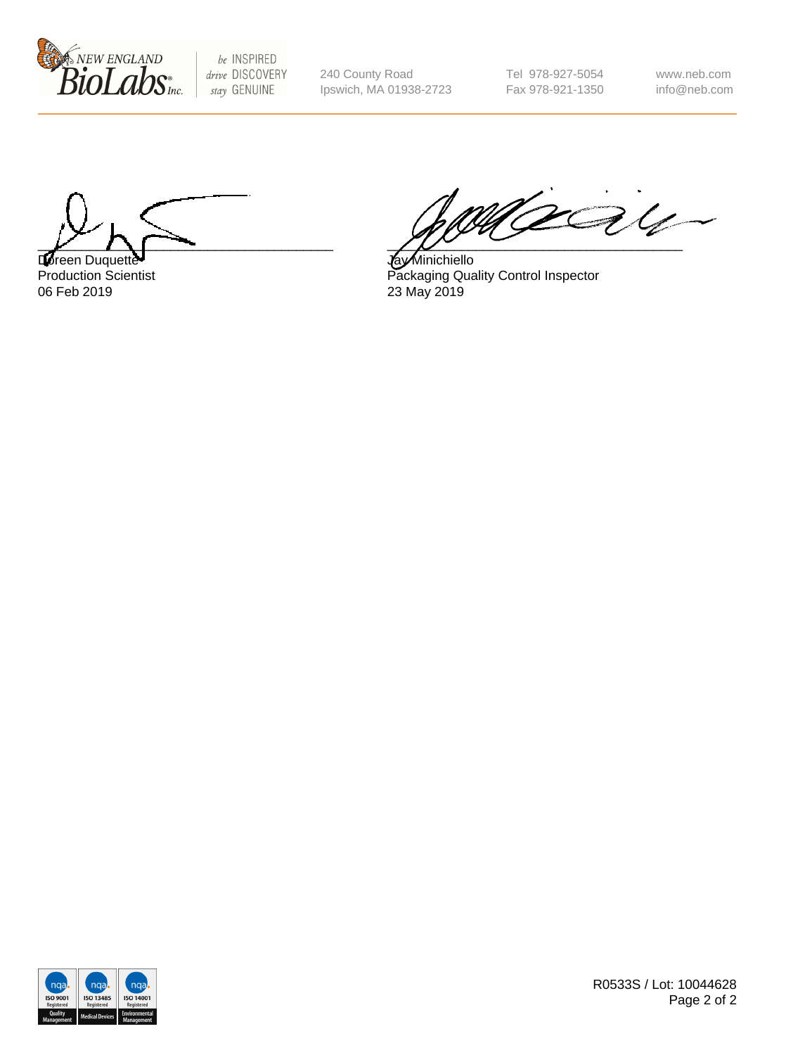Doreen Duquette
Production Scientist
06 Feb 2019

Jay Minichiello
Packaging Quality Control Inspector
23 May 2019

R0533S / Lot: 10044628